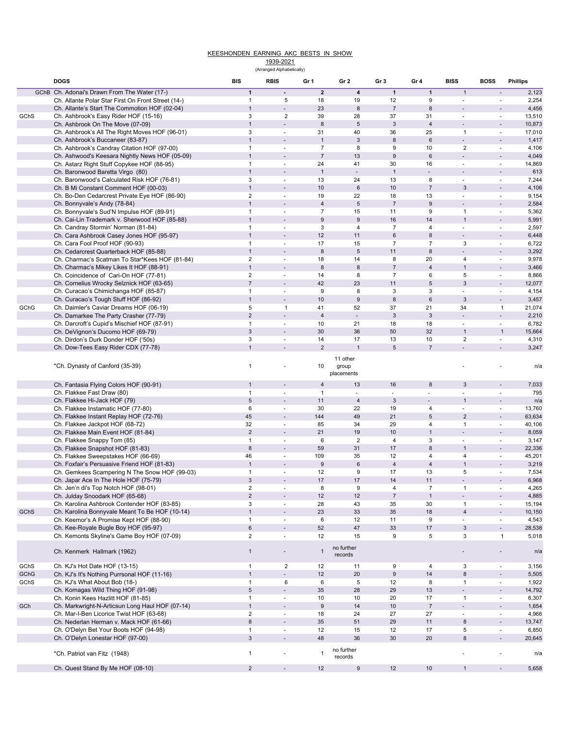# KEESHONDEN EARNING AKC BESTS IN SHOW

1939-2021

(Arranged Alphabetically)

| | DOGS | BIS | RBIS | Gr 1 | Gr 2 | Gr 3 | Gr 4 | BISS | BOSS | Phillips |
|---|---|---|---|---|---|---|---|---|---|---|
| GChB | Ch. Adonai's Drawn From The Water (17-) | 1 | - | 2 | 4 | 1 | 1 | 1 | - | 2,123 |
| | Ch. Allante Polar Star First On Front Street (14-) | 1 | 5 | 18 | 19 | 12 | 9 | - | - | 2,254 |
| | Ch. Allante's Start The Commotion HOF (02-04) | 1 | - | 23 | 8 | 7 | 8 | - | - | 4,456 |
| GChS | Ch. Ashbrook's Easy Rider HOF (15-16) | 3 | 2 | 39 | 28 | 37 | 31 | - | - | 13,510 |
| | Ch. Ashbrook On The Move (07-09) | 1 | - | 8 | 5 | 3 | 4 | - | - | 10,873 |
| | Ch. Ashbrook's All The Right Moves HOF (96-01) | 3 | - | 31 | 40 | 36 | 25 | 1 | - | 17,010 |
| | Ch. Ashbrook's Buccaneer (83-87) | 1 | - | 1 | 3 | 8 | 6 | - | - | 1,417 |
| | Ch. Ashbrook's Candray Citation HOF (97-00) | 1 | - | 7 | 8 | 9 | 10 | 2 | - | 4,106 |
| | Ch. Ashwood's Keesara Nightly News HOF (05-09) | 1 | - | 7 | 13 | 9 | 6 | - | - | 4,049 |
| | Ch. Astarz Right Stuff Copykee HOF (88-95) | 1 | - | 24 | 41 | 30 | 16 | - | - | 14,869 |
| | Ch. Baronwood Baretta Virgo (80) | 1 | - | 1 | - | 1 | - | - | - | 613 |
| | Ch. Baronwood's Calculated Risk HOF (76-81) | 3 | - | 13 | 24 | 13 | 8 | - | - | 7,244 |
| | Ch. B Mi Constant Comment HOF (00-03) | 1 | - | 10 | 6 | 10 | 7 | 3 | - | 4,106 |
| | Ch. Bo-Den Cedarcrest Private Eye HOF (86-90) | 2 | - | 19 | 22 | 18 | 13 | - | - | 9,154 |
| | Ch. Bonnyvale's Andy (78-84) | 1 | - | 4 | 5 | 7 | 9 | - | - | 2,584 |
| | Ch. Bonnyvale's Sud'N Impulse HOF (89-91) | 1 | - | 7 | 15 | 11 | 9 | 1 | - | 5,362 |
| | Ch. Cai-Lin Trademark v. Sherwood HOF (85-88) | 1 | - | 9 | 9 | 16 | 14 | 1 | - | 5,991 |
| | Ch. Candray Stormin' Norman (81-84) | 1 | - | 3 | 4 | 7 | 4 | - | - | 2,597 |
| | Ch. Cara Ashbrook Casey Jones HOF (95-97) | 1 | - | 12 | 11 | 6 | 8 | - | - | 6,448 |
| | Ch. Cara Fool Proof HOF (90-93) | 1 | - | 17 | 15 | 7 | 7 | 3 | - | 6,722 |
| | Ch. Cedarcrest Quarterback HOF (85-88) | 1 | - | 8 | 5 | 11 | 8 | - | - | 3,292 |
| | Ch. Charmac's Scatman To Star*Kees HOF (81-84) | 2 | - | 18 | 14 | 8 | 20 | 4 | - | 9,978 |
| | Ch. Charmac's Mikey Likes It HOF (88-91) | 1 | - | 8 | 8 | 7 | 4 | 1 | - | 3,466 |
| | Ch. Coincidence of Cari-On HOF (77-81) | 2 | - | 14 | 8 | 7 | 6 | 5 | - | 8,866 |
| | Ch. Cornelius Wrocky Selznick HOF (63-65) | 7 | - | 42 | 23 | 11 | 5 | 3 | - | 12,077 |
| | Ch. Curacao's Chimichanga HOF (85-87) | 1 | - | 9 | 8 | 3 | 3 | - | - | 4,154 |
| | Ch. Curacao's Tough Stuff HOF (86-92) | 1 | - | 10 | 9 | 8 | 6 | 3 | - | 3,457 |
| GChG | Ch. Daimler's Caviar Dreams HOF (06-19) | 5 | 1 | 41 | 52 | 37 | 21 | 34 | 1 | 21,074 |
| | Ch. Damarkee The Party Crasher (77-79) | 2 | - | 4 | - | 3 | 3 | - | - | 2,210 |
| | Ch. Darcroft's Cupid's Mischief HOF (87-91) | 1 | - | 10 | 21 | 18 | 18 | - | - | 6,782 |
| | Ch. DeVignon's Ducomo HOF (69-79) | 3 | - | 30 | 36 | 50 | 32 | 1 | 1 | 15,664 |
| | Ch. Dirdon's Durk Donder HOF ('50s) | 3 | - | 14 | 17 | 13 | 10 | 2 | - | 4,310 |
| | Ch. Dow-Tees Easy Rider CDX (77-78) | 1 | - | 2 | 1 | 5 | 7 | - | - | 3,247 |
| | *Ch. Dynasty of Canford (35-39) | 1 | - | 10 | 11 other group placements | | | - | - | n/a |
| | Ch. Fantasia Flying Colors HOF (90-91) | 1 | - | 4 | 13 | 16 | 8 | 3 | - | 7,033 |
| | Ch. Flakkee Fast Draw (80) | 1 | - | 1 | - | - | - | - | - | 795 |
| | Ch. Flakkee Hi-Jack HOF (79) | 5 | - | 11 | 4 | 3 | - | 1 | - | n/a |
| | Ch. Flakkee Instamatic HOF (77-80) | 6 | - | 30 | 22 | 19 | 4 | - | - | 13,760 |
| | Ch. Flakkee Instant Replay HOF (72-76) | 45 | - | 144 | 49 | 21 | 5 | 2 | - | 63,634 |
| | Ch. Flakkee Jackpot HOF (68-72) | 32 | - | 85 | 34 | 29 | 4 | 1 | - | 40,106 |
| | Ch. Flakkee Main Event HOF (81-84) | 2 | - | 21 | 19 | 10 | 1 | - | - | 8,059 |
| | Ch. Flakkee Snappy Tom (85) | 1 | - | 6 | 2 | 4 | 3 | - | - | 3,147 |
| | Ch. Flakkee Snapshot HOF (81-83) | 8 | - | 59 | 31 | 17 | 8 | 1 | - | 22,336 |
| | Ch. Flakkee Sweepstakes HOF (66-69) | 46 | - | 109 | 35 | 12 | 4 | 4 | - | 45,201 |
| | Ch. Foxfair's Persuasive Friend HOF (81-83) | 1 | - | 9 | 6 | 4 | 4 | 1 | - | 3,219 |
| | Ch. Gemkees Scampering N The Snow HOF (99-03) | 1 | - | 12 | 9 | 17 | 13 | 5 | - | 7,534 |
| | Ch. Japar Ace In The Hole HOF (75-79) | 3 | - | 17 | 17 | 14 | 11 | - | - | 6,968 |
| | Ch. Jen'n di's Top Notch HOF (98-01) | 2 | - | 8 | 9 | 4 | 7 | 1 | - | 4,265 |
| | Ch. Julday Snoodark HOF (65-68) | 2 | - | 12 | 12 | 7 | 1 | - | - | 4,885 |
| | Ch. Karolina Ashbrook Contender HOF (83-85) | 3 | - | 28 | 43 | 35 | 30 | 1 | - | 15,194 |
| GChS | Ch. Karolina Bonnyvale Meant To Be HOF (10-14) | 1 | - | 23 | 33 | 35 | 18 | 4 | - | 10,150 |
| | Ch. Keemor's A Promise Kept HOF (88-90) | 1 | - | 6 | 12 | 11 | 9 | - | - | 4,543 |
| | Ch. Kee-Royale Bugle Boy HOF (95-97) | 6 | - | 52 | 47 | 33 | 17 | 3 | - | 28,538 |
| | Ch. Kemonts Skyline's Game Boy HOF (07-09) | 2 | - | 12 | 15 | 9 | 5 | 3 | 1 | 5,018 |
| | Ch. Kenmerk Hallmark (1962) | 1 | - | 1 | no further records | | | - | - | n/a |
| GChS | Ch. KJ's Hot Date HOF (13-15) | 1 | 2 | 12 | 11 | 9 | 4 | 3 | - | 3,156 |
| GChG | Ch. KJ's It's Nothing Purrsonal HOF (11-16) | 1 | - | 12 | 20 | 9 | 14 | 8 | - | 5,505 |
| GChS | Ch. KJ's What About Bob (18-) | 1 | 6 | 6 | 5 | 12 | 8 | 1 | - | 1,922 |
| | Ch. Komagas Wild Thing HOF (91-98) | 5 | - | 35 | 28 | 29 | 13 | - | - | 14,792 |
| | Ch. Konin Kees Hazlitt HOF (81-85) | 1 | - | 10 | 10 | 20 | 17 | 1 | - | 6,307 |
| GCh | Ch. Markwright-N-Articsun Long Haul HOF (07-14) | 1 | - | 9 | 14 | 10 | 7 | - | - | 1,654 |
| | Ch. Mar-I-Ben Licorice Twist HOF (63-68) | 2 | - | 18 | 24 | 27 | 27 | - | - | 4,966 |
| | Ch. Nederlan Herman v. Mack HOF (61-66) | 8 | - | 35 | 51 | 29 | 11 | 8 | - | 13,747 |
| | Ch. O'Delyn Bet Your Boots HOF (94-98) | 1 | - | 12 | 15 | 12 | 17 | 5 | - | 6,850 |
| | Ch. O'Delyn Lonestar HOF (97-00) | 3 | - | 48 | 36 | 30 | 20 | 8 | - | 20,645 |
| | *Ch. Patriot van Fitz (1948) | 1 | - | 1 | no further records | | | - | - | n/a |
| | Ch. Quest Stand By Me HOF (08-10) | 2 | - | 12 | 9 | 12 | 10 | 1 | - | 5,658 |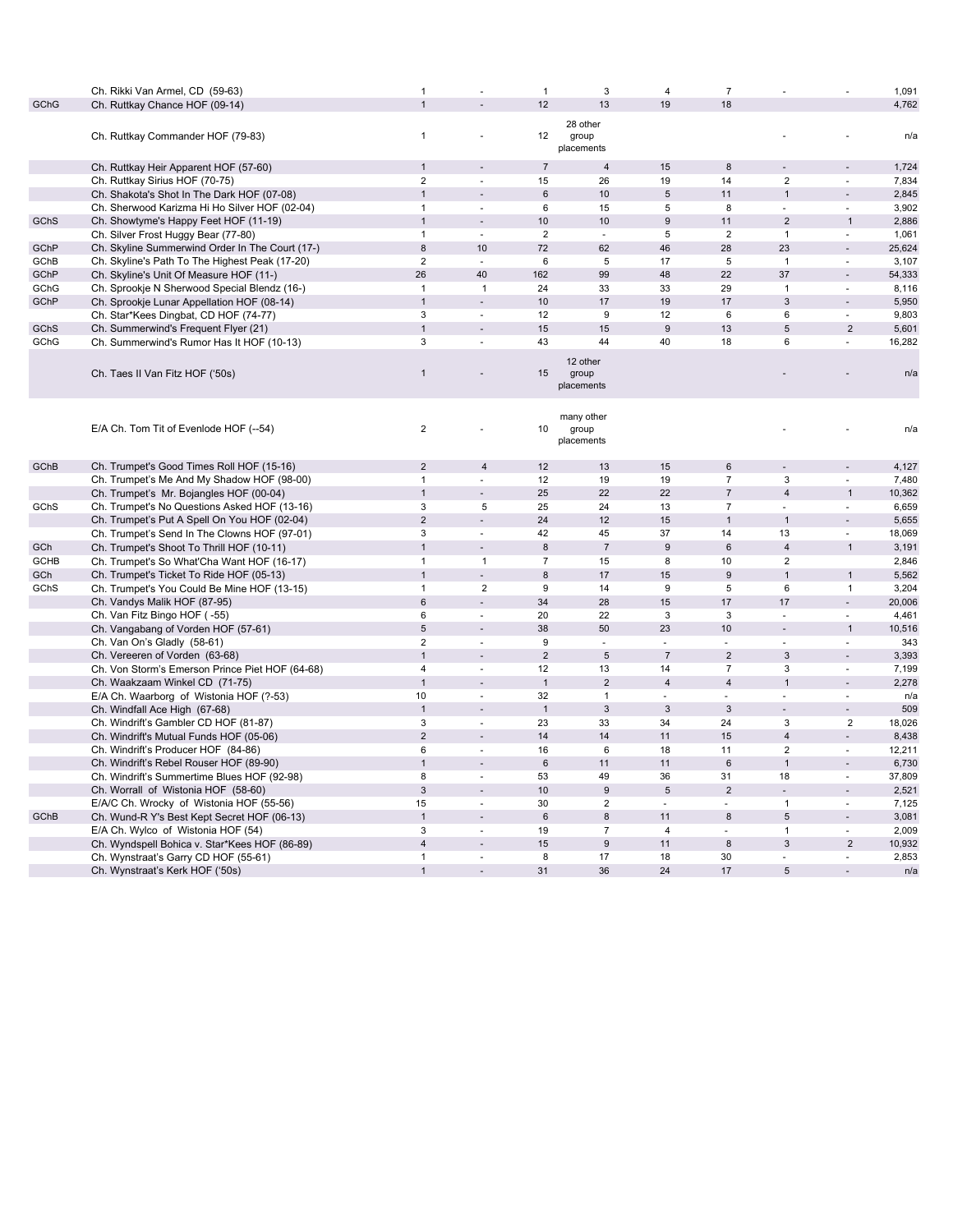| | | | | | | | | | | |
|---|---|---|---|---|---|---|---|---|---|---|
| | Ch. Rikki Van Armel, CD (59-63) | 1 | - | 1 | 3 | 4 | 7 | - | - | 1,091 |
| GChG | Ch. Ruttkay Chance HOF (09-14) | 1 | - | 12 | 13 | 19 | 18 | | | 4,762 |
| | Ch. Ruttkay Commander HOF (79-83) | 1 | - | 12 | 28 other group placements | | | - | - | n/a |
| | Ch. Ruttkay Heir Apparent HOF (57-60) | 1 | - | 7 | 4 | 15 | 8 | - | - | 1,724 |
| | Ch. Ruttkay Sirius HOF (70-75) | 2 | - | 15 | 26 | 19 | 14 | 2 | - | 7,834 |
| | Ch. Shakota's Shot In The Dark HOF (07-08) | 1 | - | 6 | 10 | 5 | 11 | 1 | - | 2,845 |
| | Ch. Sherwood Karizma Hi Ho Silver HOF (02-04) | 1 | - | 6 | 15 | 5 | 8 | - | - | 3,902 |
| GChS | Ch. Showtyme's Happy Feet HOF (11-19) | 1 | - | 10 | 10 | 9 | 11 | 2 | 1 | 2,886 |
| | Ch. Silver Frost Huggy Bear (77-80) | 1 | - | 2 | - | 5 | 2 | 1 | - | 1,061 |
| GChP | Ch. Skyline Summerwind Order In The Court (17-) | 8 | 10 | 72 | 62 | 46 | 28 | 23 | - | 25,624 |
| GChB | Ch. Skyline's Path To The Highest Peak (17-20) | 2 | - | 6 | 5 | 17 | 5 | 1 | - | 3,107 |
| GChP | Ch. Skyline's Unit Of Measure HOF (11-) | 26 | 40 | 162 | 99 | 48 | 22 | 37 | - | 54,333 |
| GChG | Ch. Sprookje N Sherwood Special Blendz (16-) | 1 | 1 | 24 | 33 | 33 | 29 | 1 | - | 8,116 |
| GChP | Ch. Sprookje Lunar Appellation HOF (08-14) | 1 | - | 10 | 17 | 19 | 17 | 3 | - | 5,950 |
| | Ch. Star*Kees Dingbat, CD HOF (74-77) | 3 | - | 12 | 9 | 12 | 6 | 6 | - | 9,803 |
| GChS | Ch. Summerwind's Frequent Flyer (21) | 1 | - | 15 | 15 | 9 | 13 | 5 | 2 | 5,601 |
| GChG | Ch. Summerwind's Rumor Has It HOF (10-13) | 3 | - | 43 | 44 | 40 | 18 | 6 | - | 16,282 |
| | Ch. Taes II Van Fitz HOF ('50s) | 1 | - | 15 | 12 other group placements | | | - | - | n/a |
| | E/A Ch. Tom Tit of Evenlode HOF (--54) | 2 | - | 10 | many other group placements | | | - | - | n/a |
| GChB | Ch. Trumpet's Good Times Roll HOF (15-16) | 2 | 4 | 12 | 13 | 15 | 6 | - | - | 4,127 |
| | Ch. Trumpet's Me And My Shadow HOF (98-00) | 1 | - | 12 | 19 | 19 | 7 | 3 | - | 7,480 |
| | Ch. Trumpet's Mr. Bojangles HOF (00-04) | 1 | - | 25 | 22 | 22 | 7 | 4 | 1 | 10,362 |
| GChS | Ch. Trumpet's No Questions Asked HOF (13-16) | 3 | 5 | 25 | 24 | 13 | 7 | - | - | 6,659 |
| | Ch. Trumpet's Put A Spell On You HOF (02-04) | 2 | - | 24 | 12 | 15 | 1 | 1 | - | 5,655 |
| | Ch. Trumpet's Send In The Clowns HOF (97-01) | 3 | - | 42 | 45 | 37 | 14 | 13 | - | 18,069 |
| GCh | Ch. Trumpet's Shoot To Thrill HOF (10-11) | 1 | - | 8 | 7 | 9 | 6 | 4 | 1 | 3,191 |
| GCHB | Ch. Trumpet's So What'Cha Want HOF (16-17) | 1 | 1 | 7 | 15 | 8 | 10 | 2 | | 2,846 |
| GCh | Ch. Trumpet's Ticket To Ride HOF (05-13) | 1 | - | 8 | 17 | 15 | 9 | 1 | 1 | 5,562 |
| GChS | Ch. Trumpet's You Could Be Mine HOF (13-15) | 1 | 2 | 9 | 14 | 9 | 5 | 6 | 1 | 3,204 |
| | Ch. Vandys Malik HOF (87-95) | 6 | - | 34 | 28 | 15 | 17 | 17 | - | 20,006 |
| | Ch. Van Fitz Bingo HOF ( -55) | 6 | - | 20 | 22 | 3 | 3 | - | - | 4,461 |
| | Ch. Vangabang of Vorden HOF (57-61) | 5 | - | 38 | 50 | 23 | 10 | - | 1 | 10,516 |
| | Ch. Van On's Gladly (58-61) | 2 | - | 9 | - | - | - | - | - | 343 |
| | Ch. Vereeren of Vorden (63-68) | 1 | - | 2 | 5 | 7 | 2 | 3 | - | 3,393 |
| | Ch. Von Storm's Emerson Prince Piet HOF (64-68) | 4 | - | 12 | 13 | 14 | 7 | 3 | - | 7,199 |
| | Ch. Waakzaam Winkel CD (71-75) | 1 | - | 1 | 2 | 4 | 4 | 1 | - | 2,278 |
| | E/A Ch. Waarborg of Wistonia HOF (?-53) | 10 | - | 32 | 1 | - | - | - | - | n/a |
| | Ch. Windfall Ace High (67-68) | 1 | - | 1 | 3 | 3 | 3 | - | - | 509 |
| | Ch. Windrift's Gambler CD HOF (81-87) | 3 | - | 23 | 33 | 34 | 24 | 3 | 2 | 18,026 |
| | Ch. Windrift's Mutual Funds HOF (05-06) | 2 | - | 14 | 14 | 11 | 15 | 4 | - | 8,438 |
| | Ch. Windrift's Producer HOF (84-86) | 6 | - | 16 | 6 | 18 | 11 | 2 | - | 12,211 |
| | Ch. Windrift's Rebel Rouser HOF (89-90) | 1 | - | 6 | 11 | 11 | 6 | 1 | - | 6,730 |
| | Ch. Windrift's Summertime Blues HOF (92-98) | 8 | - | 53 | 49 | 36 | 31 | 18 | - | 37,809 |
| | Ch. Worrall of Wistonia HOF (58-60) | 3 | - | 10 | 9 | 5 | 2 | - | - | 2,521 |
| | E/A/C Ch. Wrocky of Wistonia HOF (55-56) | 15 | - | 30 | 2 | - | - | 1 | - | 7,125 |
| GChB | Ch. Wund-R Y's Best Kept Secret HOF (06-13) | 1 | - | 6 | 8 | 11 | 8 | 5 | - | 3,081 |
| | E/A Ch. Wylco of Wistonia HOF (54) | 3 | - | 19 | 7 | 4 | - | 1 | - | 2,009 |
| | Ch. Wyndspell Bohica v. Star*Kees HOF (86-89) | 4 | - | 15 | 9 | 11 | 8 | 3 | 2 | 10,932 |
| | Ch. Wynstraat's Garry CD HOF (55-61) | 1 | - | 8 | 17 | 18 | 30 | - | - | 2,853 |
| | Ch. Wynstraat's Kerk HOF ('50s) | 1 | - | 31 | 36 | 24 | 17 | 5 | - | n/a |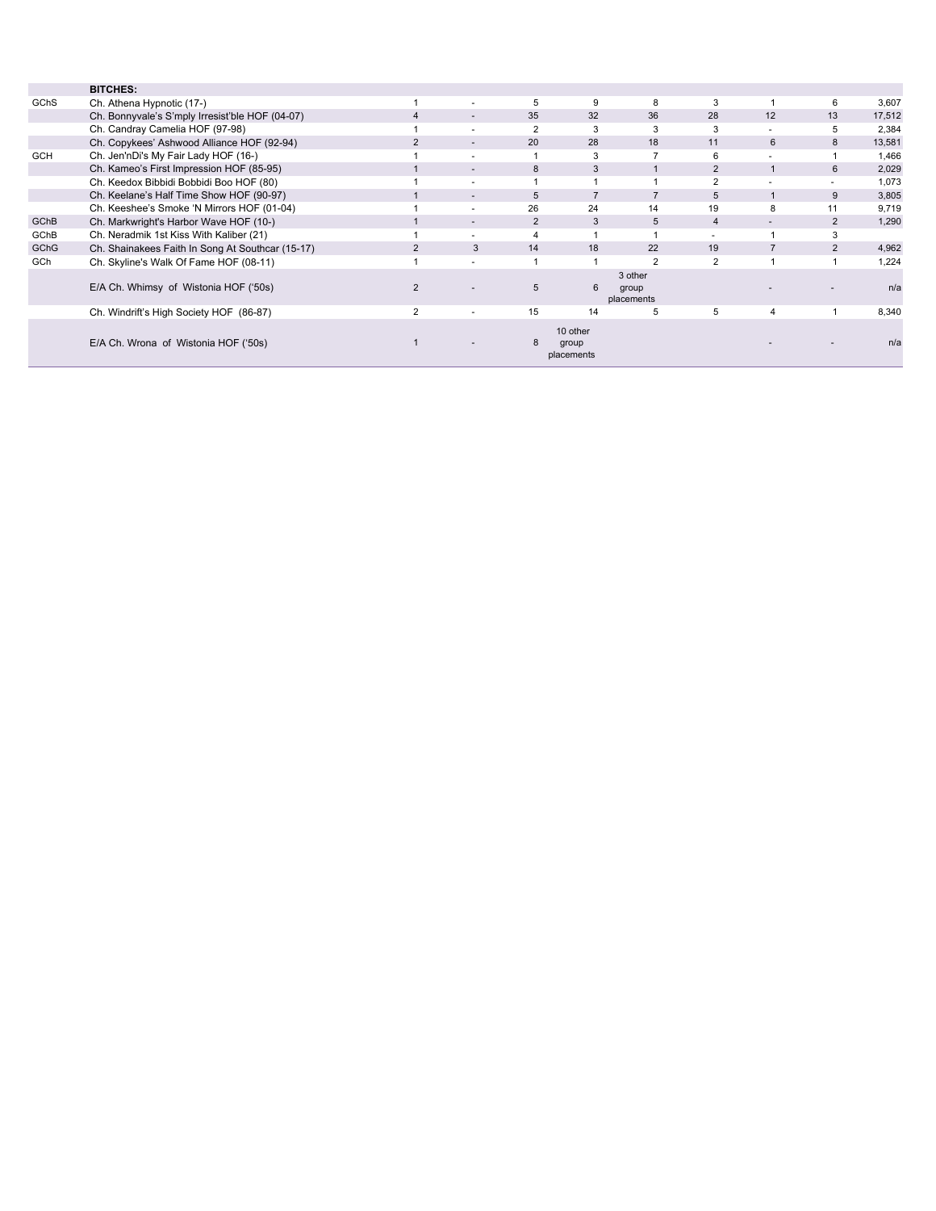| | | | | | | | | | | |
|---|---|---|---|---|---|---|---|---|---|---|
| | **BITCHES:** | | | | | | | | | |
| GChS | Ch. Athena Hypnotic (17-) | 1 | - | 5 | 9 | 8 | 3 | 1 | 6 | 3,607 |
| | Ch. Bonnyvale's S'mply Irresist'ble HOF (04-07) | 4 | - | 35 | 32 | 36 | 28 | 12 | 13 | 17,512 |
| | Ch. Candray Camelia HOF (97-98) | 1 | - | 2 | 3 | 3 | 3 | - | 5 | 2,384 |
| | Ch. Copykees' Ashwood Alliance HOF (92-94) | 2 | - | 20 | 28 | 18 | 11 | 6 | 8 | 13,581 |
| GCH | Ch. Jen'nDi's My Fair Lady HOF (16-) | 1 | - | 1 | 3 | 7 | 6 | - | 1 | 1,466 |
| | Ch. Kameo's First Impression HOF (85-95) | 1 | - | 8 | 3 | 1 | 2 | 1 | 6 | 2,029 |
| | Ch. Keedox Bibbidi Bobbidi Boo HOF (80) | 1 | - | 1 | 1 | 1 | 2 | - | - | 1,073 |
| | Ch. Keelane's Half Time Show HOF (90-97) | 1 | - | 5 | 7 | 7 | 5 | 1 | 9 | 3,805 |
| | Ch. Keeshee's Smoke 'N Mirrors HOF (01-04) | 1 | - | 26 | 24 | 14 | 19 | 8 | 11 | 9,719 |
| GChB | Ch. Markwright's Harbor Wave HOF (10-) | 1 | - | 2 | 3 | 5 | 4 | - | 2 | 1,290 |
| GChB | Ch. Neradmik 1st Kiss With Kaliber (21) | 1 | - | 4 | 1 | 1 | - | 1 | 3 | |
| GChG | Ch. Shainakees Faith In Song At Southcar (15-17) | 2 | 3 | 14 | 18 | 22 | 19 | 7 | 2 | 4,962 |
| GCh | Ch. Skyline's Walk Of Fame HOF (08-11) | 1 | - | 1 | 1 | 2 | 2 | 1 | 1 | 1,224 |
| | E/A Ch. Whimsy of Wistonia HOF ('50s) | 2 | - | 5 | 6 | 3 other group placements | | - | - | n/a |
| | Ch. Windrift's High Society HOF (86-87) | 2 | - | 15 | 14 | 5 | 5 | 4 | 1 | 8,340 |
| | E/A Ch. Wrona of Wistonia HOF ('50s) | 1 | - | 8 | 10 other group placements | | | - | - | n/a |